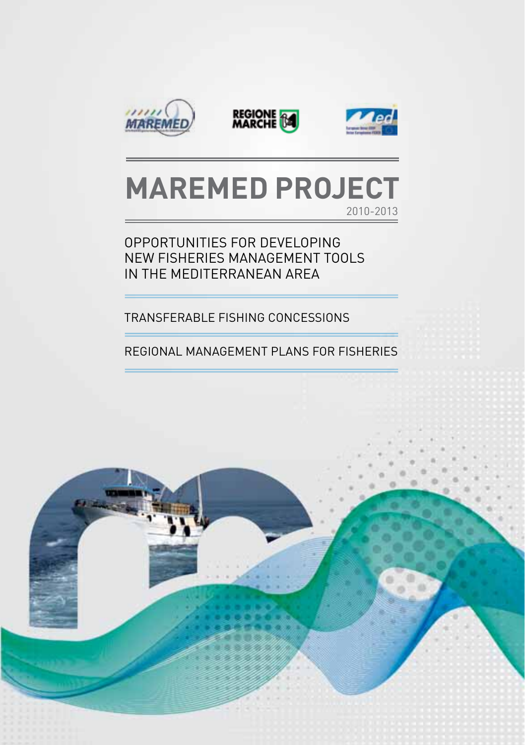# MAREMED PROJECT

2010-2013

## OPPORTUNITIES FOR DEVELOPING NEW FISHERIES MANAGEMENT TOOLS IN THE MEDITERRANEAN AREA

TRANSFERABLE FISHING CONCESSIONS

REGIONAL MANAGEMENT PLANS FOR FISHERIES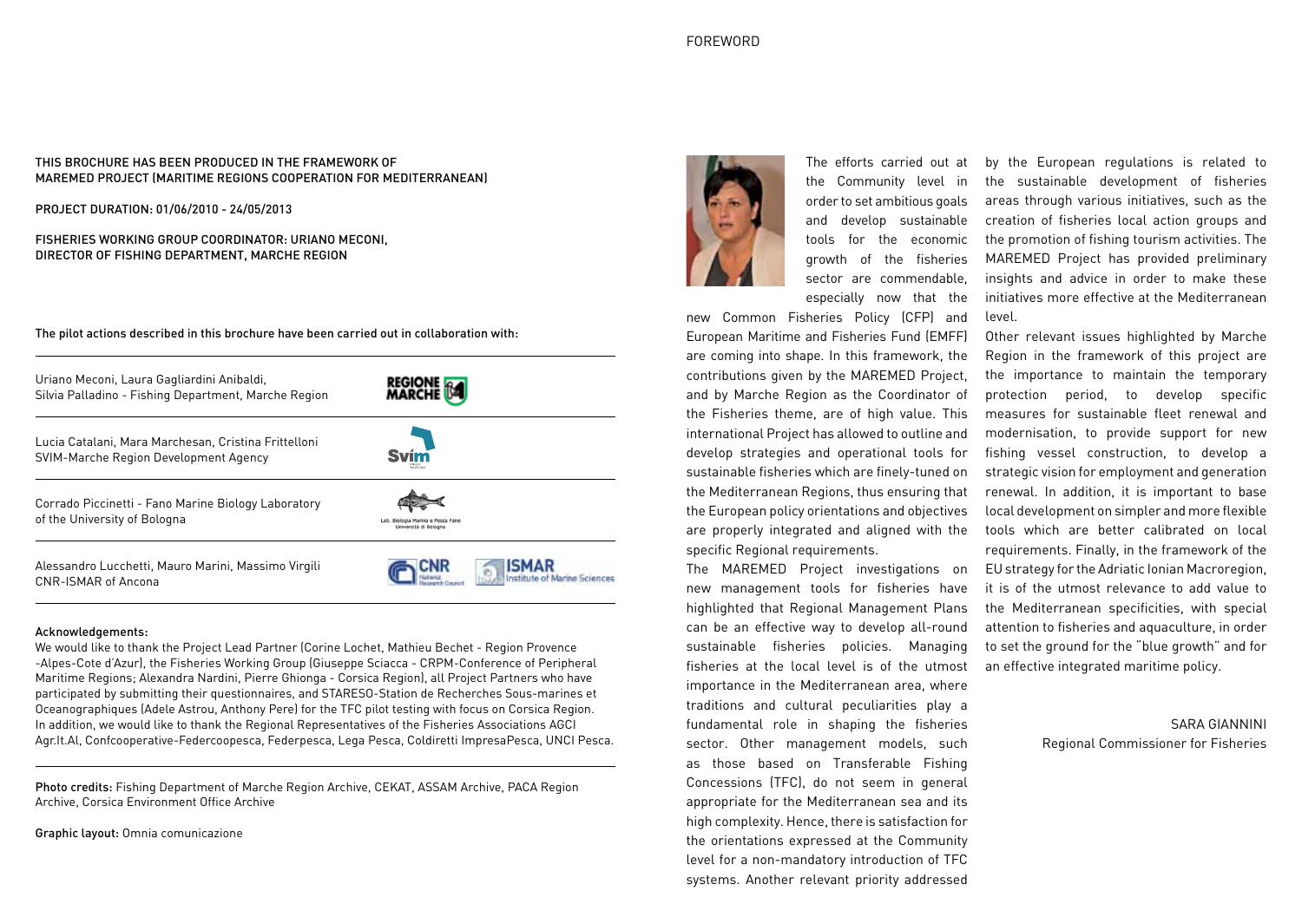THIS BROCHURE HAS BEEN PRODUCED IN THE FRAMEWORK OF MAREMED PROJECT (MARITIME REGIONS COOPERATION FOR MEDITERRANEAN)

PROJECT DURATION: 01/06/2010 - 24/05/2013

FISHERIES WORKING GROUP COORDINATOR: URIANO MECONI, DIRECTOR OF FISHING DEPARTMENT, MARCHE REGION

The pilot actions described in this brochure have been carried out in collaboration with:

Uriano Meconi, Laura Gagliardini Anibaldi, Silvia Palladino - Fishing Department, Marche Region

Lucia Catalani, Mara Marchesan, Cristina Frittelloni SVIM-Marche Region Development Agency

Corrado Piccinetti - Fano Marine Biology Laboratory of the University of Bologna

Alessandro Lucchetti, Mauro Marini, Massimo Virgili CNR-ISMAR of Ancona

Acknowledgements:

We would like to thank the Project Lead Partner (Corine Lochet, Mathieu Bechet - Region Provence -Alpes-Cote d'Azur), the Fisheries Working Group (Giuseppe Sciacca - CRPM-Conference of Peripheral Maritime Regions; Alexandra Nardini, Pierre Ghionga - Corsica Region), all Project Partners who have participated by submitting their questionnaires, and STARESO-Station de Recherches Sous-marines et Oceanographiques (Adele Astrou, Anthony Pere) for the TFC pilot testing with focus on Corsica Region. In addition, we would like to thank the Regional Representatives of the Fisheries Associations AGCI Agr.It.Al, Confcooperative-Federcoopesca, Federpesca, Lega Pesca, Coldiretti ImpresaPesca, UNCI Pesca.

Photo credits: Fishing Department of Marche Region Archive, CEKAT, ASSAM Archive, PACA Region Archive, Corsica Environment Office Archive

Graphic layout: Omnia comunicazione

# FOREWORD

The efforts carried out at the Community level in order to set ambitious goals and develop sustainable tools for the economic growth of the fisheries sector are commendable, especially now that the new Common Fisheries Policy (CFP) and European Maritime and Fisheries Fund (EMFF) are coming into shape. In this framework, the contributions given by the MAREMED Project, and by Marche Region as the Coordinator of the Fisheries theme, are of high value. This international Project has allowed to outline and develop strategies and operational tools for sustainable fisheries which are finely-tuned on the Mediterranean Regions, thus ensuring that the European policy orientations and objectives are properly integrated and aligned with the specific Regional requirements.

The MAREMED Project investigations on new management tools for fisheries have highlighted that Regional Management Plans can be an effective way to develop all-round sustainable fisheries policies. Managing fisheries at the local level is of the utmost importance in the Mediterranean area, where traditions and cultural peculiarities play a fundamental role in shaping the fisheries sector. Other management models, such as those based on Transferable Fishing Concessions (TFC), do not seem in general appropriate for the Mediterranean sea and its high complexity. Hence, there is satisfaction for the orientations expressed at the Community level for a non-mandatory introduction of TFC systems. Another relevant priority addressed by the European regulations is related to the sustainable development of fisheries areas through various initiatives, such as the creation of fisheries local action groups and the promotion of fishing tourism activities. The MAREMED Project has provided preliminary insights and advice in order to make these initiatives more effective at the Mediterranean level.

Other relevant issues highlighted by Marche Region in the framework of this project are the importance to maintain the temporary protection period, to develop specific measures for sustainable fleet renewal and modernisation, to provide support for new fishing vessel construction, to develop a strategic vision for employment and generation renewal. In addition, it is important to base local development on simpler and more flexible tools which are better calibrated on local requirements. Finally, in the framework of the EU strategy for the Adriatic Ionian Macroregion, it is of the utmost relevance to add value to the Mediterranean specificities, with special attention to fisheries and aquaculture, in order to set the ground for the "blue growth" and for an effective integrated maritime policy.

SARA GIANNINI
Regional Commissioner for Fisheries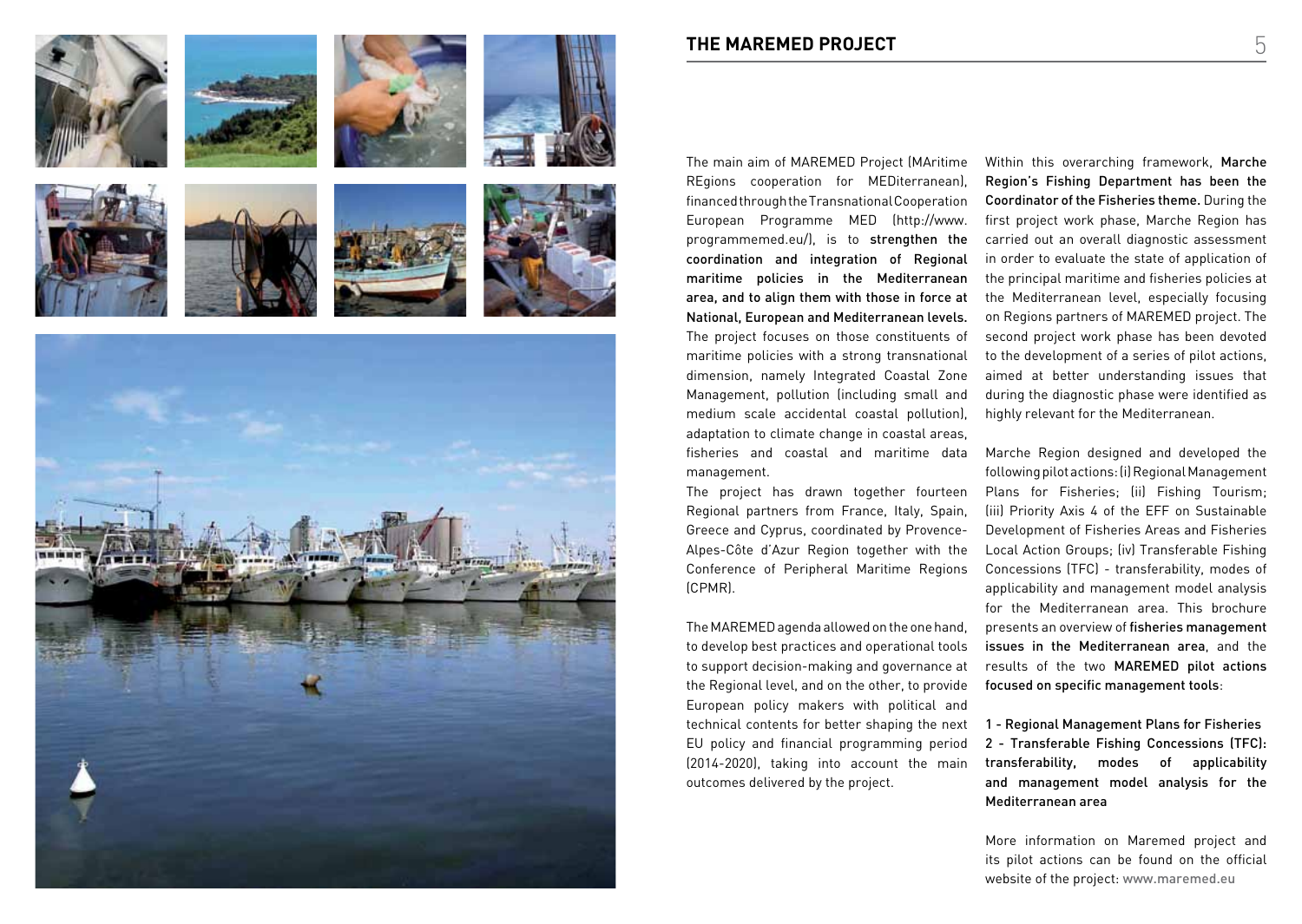# THE MAREMED PROJECT

The main aim of MAREMED Project (MAritime REgions cooperation for MEDiterranean), financed through the Transnational Cooperation European Programme MED (http://www.programmemed.eu/), is to **strengthen the coordination and integration of Regional maritime policies in the Mediterranean area, and to align them with those in force at National, European and Mediterranean levels.** The project focuses on those constituents of maritime policies with a strong transnational dimension, namely Integrated Coastal Zone Management, pollution (including small and medium scale accidental coastal pollution), adaptation to climate change in coastal areas, fisheries and coastal and maritime data management.

The project has drawn together fourteen Regional partners from France, Italy, Spain, Greece and Cyprus, coordinated by Provence-Alpes-Côte d'Azur Region together with the Conference of Peripheral Maritime Regions (CPMR).

The MAREMED agenda allowed on the one hand, to develop best practices and operational tools to support decision-making and governance at the Regional level, and on the other, to provide European policy makers with political and technical contents for better shaping the next EU policy and financial programming period (2014-2020), taking into account the main outcomes delivered by the project.

Within this overarching framework, **Marche Region's Fishing Department has been the Coordinator of the Fisheries theme.** During the first project work phase, Marche Region has carried out an overall diagnostic assessment in order to evaluate the state of application of the principal maritime and fisheries policies at the Mediterranean level, especially focusing on Regions partners of MAREMED project. The second project work phase has been devoted to the development of a series of pilot actions, aimed at better understanding issues that during the diagnostic phase were identified as highly relevant for the Mediterranean.

Marche Region designed and developed the following pilot actions: (i) Regional Management Plans for Fisheries; (ii) Fishing Tourism; (iii) Priority Axis 4 of the EFF on Sustainable Development of Fisheries Areas and Fisheries Local Action Groups; (iv) Transferable Fishing Concessions (TFC) - transferability, modes of applicability and management model analysis for the Mediterranean area. This brochure presents an overview of **fisheries management issues in the Mediterranean area**, and the results of the two **MAREMED pilot actions focused on specific management tools**:

1 - **Regional Management Plans for Fisheries**
2 - **Transferable Fishing Concessions (TFC): transferability, modes of applicability and management model analysis for the Mediterranean area**

More information on Maremed project and its pilot actions can be found on the official website of the project: www.maremed.eu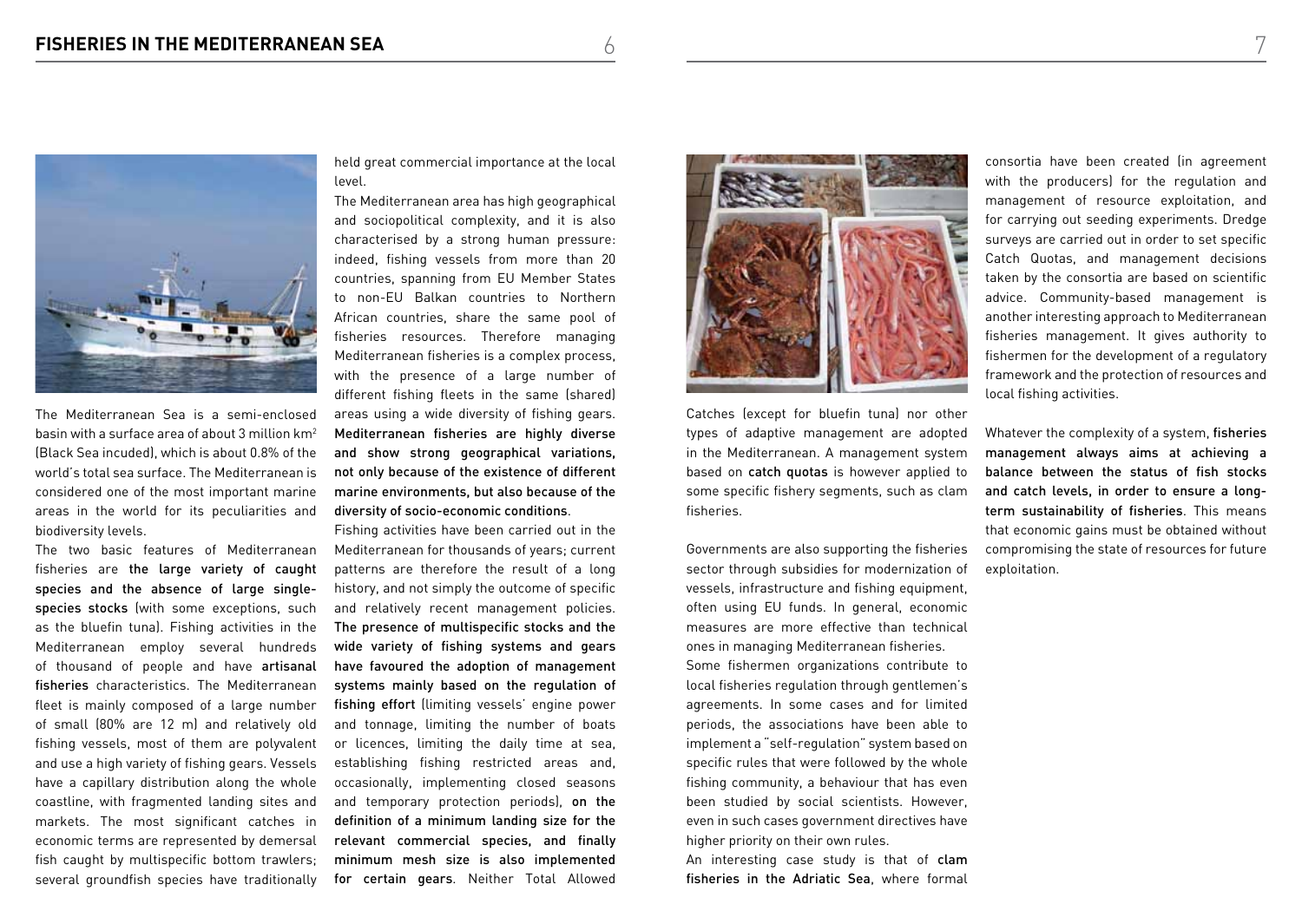The Mediterranean Sea is a semi-enclosed basin with a surface area of about 3 million km$^2$ (Black Sea incuded), which is about 0.8% of the world's total sea surface. The Mediterranean is considered one of the most important marine areas in the world for its peculiarities and biodiversity levels.

The two basic features of Mediterranean fisheries are **the large variety of caught species and the absence of large single-species stocks** (with some exceptions, such as the bluefin tuna). Fishing activities in the Mediterranean employ several hundreds of thousand of people and have **artisanal fisheries** characteristics. The Mediterranean fleet is mainly composed of a large number of small (80% are 12 m) and relatively old fishing vessels, most of them are polyvalent and use a high variety of fishing gears. Vessels have a capillary distribution along the whole coastline, with fragmented landing sites and markets. The most significant catches in economic terms are represented by demersal fish caught by multispecific bottom trawlers; several groundfish species have traditionally held great commercial importance at the local level.

The Mediterranean area has high geographical and sociopolitical complexity, and it is also characterised by a strong human pressure: indeed, fishing vessels from more than 20 countries, spanning from EU Member States to non-EU Balkan countries to Northern African countries, share the same pool of fisheries resources. Therefore managing Mediterranean fisheries is a complex process, with the presence of a large number of different fishing fleets in the same (shared) areas using a wide diversity of fishing gears. **Mediterranean fisheries are highly diverse and show strong geographical variations, not only because of the existence of different marine environments, but also because of the diversity of socio-economic conditions**.

Fishing activities have been carried out in the Mediterranean for thousands of years; current patterns are therefore the result of a long history, and not simply the outcome of specific and relatively recent management policies. **The presence of multispecific stocks and the wide variety of fishing systems and gears have favoured the adoption of management systems mainly based on the regulation of fishing effort** (limiting vessels' engine power and tonnage, limiting the number of boats or licences, limiting the daily time at sea, establishing fishing restricted areas and, occasionally, implementing closed seasons and temporary protection periods), **on the definition of a minimum landing size for the relevant commercial species, and finally minimum mesh size is also implemented for certain gears**. Neither Total Allowed Catches (except for bluefin tuna) nor other types of adaptive management are adopted in the Mediterranean. A management system based on **catch quotas** is however applied to some specific fishery segments, such as clam fisheries.

Governments are also supporting the fisheries sector through subsidies for modernization of vessels, infrastructure and fishing equipment, often using EU funds. In general, economic measures are more effective than technical ones in managing Mediterranean fisheries.

Some fishermen organizations contribute to local fisheries regulation through gentlemen's agreements. In some cases and for limited periods, the associations have been able to implement a "self-regulation" system based on specific rules that were followed by the whole fishing community, a behaviour that has even been studied by social scientists. However, even in such cases government directives have higher priority on their own rules.

An interesting case study is that of **clam fisheries in the Adriatic Sea**, where formal consortia have been created (in agreement with the producers) for the regulation and management of resource exploitation, and for carrying out seeding experiments. Dredge surveys are carried out in order to set specific Catch Quotas, and management decisions taken by the consortia are based on scientific advice. Community-based management is another interesting approach to Mediterranean fisheries management. It gives authority to fishermen for the development of a regulatory framework and the protection of resources and local fishing activities.

Whatever the complexity of a system, **fisheries management always aims at achieving a balance between the status of fish stocks and catch levels, in order to ensure a long-term sustainability of fisheries**. This means that economic gains must be obtained without compromising the state of resources for future exploitation.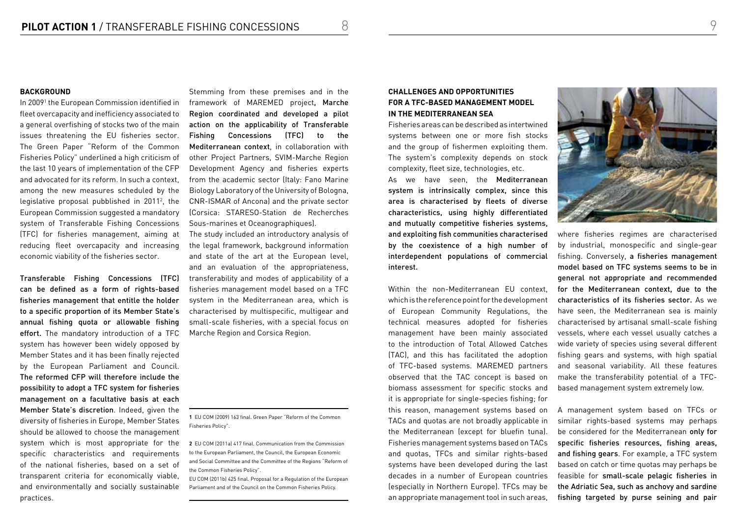## BACKGROUND

In 2009[1] the European Commission identified in fleet overcapacity and inefficiency associated to a general overfishing of stocks two of the main issues threatening the EU fisheries sector. The Green Paper "Reform of the Common Fisheries Policy" underlined a high criticism of the last 10 years of implementation of the CFP and advocated for its reform. In such a context, among the new measures scheduled by the legislative proposal pubblished in 2011[2], the European Commission suggested a mandatory system of Transferable Fishing Concessions (TFC) for fisheries management, aiming at reducing fleet overcapacity and increasing economic viability of the fisheries sector.

**Transferable Fishing Concessions (TFC) can be defined as a form of rights-based fisheries management that entitle the holder to a specific proportion of its Member State's annual fishing quota or allowable fishing effort.** The mandatory introduction of a TFC system has however been widely opposed by Member States and it has been finally rejected by the European Parliament and Council. **The reformed CFP will therefore include the possibility to adopt a TFC system for fisheries management on a facultative basis at each Member State's discretion**. Indeed, given the diversity of fisheries in Europe, Member States should be allowed to choose the management system which is most appropriate for the specific characteristics and requirements of the national fisheries, based on a set of transparent criteria for economically viable, and environmentally and socially sustainable practices.

Stemming from these premises and in the framework of MAREMED project**, Marche Region coordinated and developed a pilot action on the applicability of Transferable Fishing Concessions (TFC) to the Mediterranean context**, in collaboration with other Project Partners, SVIM-Marche Region Development Agency and fisheries experts from the academic sector (Italy: Fano Marine Biology Laboratory of the University of Bologna, CNR-ISMAR of Ancona) and the private sector (Corsica: STARESO-Station de Recherches Sous-marines et Oceanographiques).

The study included an introductory analysis of the legal framework, background information and state of the art at the European level, and an evaluation of the appropriateness, transferability and modes of applicability of a fisheries management model based on a TFC system in the Mediterranean area, which is characterised by multispecific, multigear and small-scale fisheries, with a special focus on Marche Region and Corsica Region.

[1] EU COM (2009) 163 final. Green Paper "Reform of the Common Fisheries Policy".

[2] EU COM (2011a) 417 final. Communication from the Commission to the European Parliament, the Council, the European Economic and Social Committee and the Committee of the Regions "Reform of the Common Fisheries Policy".
EU COM (2011b) 425 final. Proposal for a Regulation of the European Parliament and of the Council on the Common Fisheries Policy.

## CHALLENGES AND OPPORTUNITIES FOR A TFC-BASED MANAGEMENT MODEL IN THE MEDITERRANEAN SEA

Fisheries areas can be described as intertwined systems between one or more fish stocks and the group of fishermen exploiting them. The system's complexity depends on stock complexity, fleet size, technologies, etc.

As we have seen, the **Mediterranean system is intrinsically complex, since this area is characterised by fleets of diverse characteristics, using highly differentiated and mutually competitive fisheries systems, and exploiting fish communities characterised by the coexistence of a high number of interdependent populations of commercial interest.**

Within the non-Mediterranean EU context, which is the reference point for the development of European Community Regulations, the technical measures adopted for fisheries management have been mainly associated to the introduction of Total Allowed Catches (TAC), and this has facilitated the adoption of TFC-based systems. MAREMED partners observed that the TAC concept is based on biomass assessment for specific stocks and it is appropriate for single-species fishing; for this reason, management systems based on TACs and quotas are not broadly applicable in the Mediterranean (except for bluefin tuna). Fisheries management systems based on TACs and quotas, TFCs and similar rights-based systems have been developed during the last decades in a number of European countries (especially in Northern Europe). TFCs may be an appropriate management tool in such areas, where fisheries regimes are characterised by industrial, monospecific and single-gear fishing. Conversely, **a fisheries management model based on TFC systems seems to be in general not appropriate and recommended for the Mediterranean context, due to the characteristics of its fisheries sector.** As we have seen, the Mediterranean sea is mainly characterised by artisanal small-scale fishing vessels, where each vessel usually catches a wide variety of species using several different fishing gears and systems, with high spatial and seasonal variability. All these features make the transferability potential of a TFC-based management system extremely low.

A management system based on TFCs or similar rights-based systems may perhaps be considered for the Mediterranean **only for specific fisheries resources, fishing areas, and fishing gears**. For example, a TFC system based on catch or time quotas may perhaps be feasible for **small-scale pelagic fisheries in the Adriatic Sea, such as anchovy and sardine fishing targeted by purse seining and pair**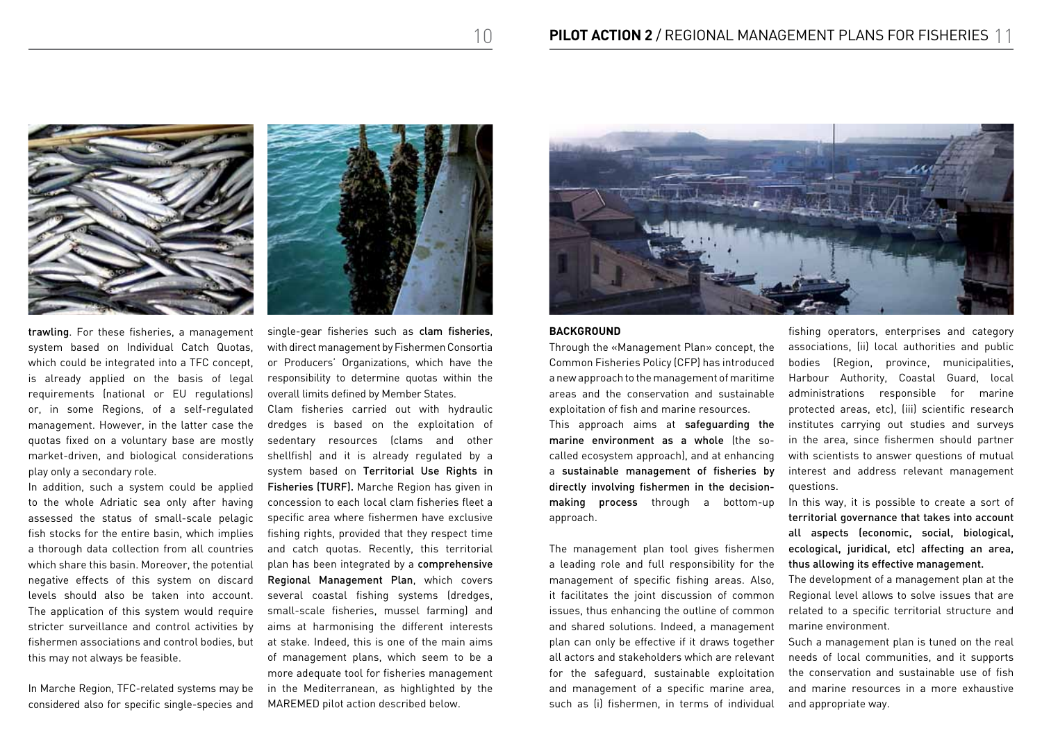trawling. For these fisheries, a management system based on Individual Catch Quotas, which could be integrated into a TFC concept, is already applied on the basis of legal requirements (national or EU regulations) or, in some Regions, of a self-regulated management. However, in the latter case the quotas fixed on a voluntary base are mostly market-driven, and biological considerations play only a secondary role.

In addition, such a system could be applied to the whole Adriatic sea only after having assessed the status of small-scale pelagic fish stocks for the entire basin, which implies a thorough data collection from all countries which share this basin. Moreover, the potential negative effects of this system on discard levels should also be taken into account. The application of this system would require stricter surveillance and control activities by fishermen associations and control bodies, but this may not always be feasible.

In Marche Region, TFC-related systems may be considered also for specific single-species and single-gear fisheries such as clam fisheries, with direct management by Fishermen Consortia or Producers' Organizations, which have the responsibility to determine quotas within the overall limits defined by Member States.

Clam fisheries carried out with hydraulic dredges is based on the exploitation of sedentary resources (clams and other shellfish) and it is already regulated by a system based on **Territorial Use Rights in Fisheries (TURF).** Marche Region has given in concession to each local clam fisheries fleet a specific area where fishermen have exclusive fishing rights, provided that they respect time and catch quotas. Recently, this territorial plan has been integrated by a comprehensive Regional Management Plan, which covers several coastal fishing systems (dredges, small-scale fisheries, mussel farming) and aims at harmonising the different interests at stake. Indeed, this is one of the main aims of management plans, which seem to be a more adequate tool for fisheries management in the Mediterranean, as highlighted by the MAREMED pilot action described below.

## BACKGROUND

Through the «Management Plan» concept, the Common Fisheries Policy (CFP) has introduced a new approach to the management of maritime areas and the conservation and sustainable exploitation of fish and marine resources.

This approach aims at **safeguarding the marine environment as a whole** (the so-called ecosystem approach), and at enhancing a **sustainable management of fisheries by directly involving fishermen in the decision-making process** through a bottom-up approach.

The management plan tool gives fishermen a leading role and full responsibility for the management of specific fishing areas. Also, it facilitates the joint discussion of common issues, thus enhancing the outline of common and shared solutions. Indeed, a management plan can only be effective if it draws together all actors and stakeholders which are relevant for the safeguard, sustainable exploitation and management of a specific marine area, such as (i) fishermen, in terms of individual fishing operators, enterprises and category associations, (ii) local authorities and public bodies (Region, province, municipalities, Harbour Authority, Coastal Guard, local administrations responsible for marine protected areas, etc), (iii) scientific research institutes carrying out studies and surveys in the area, since fishermen should partner with scientists to answer questions of mutual interest and address relevant management questions.

In this way, it is possible to create a sort of **territorial governance that takes into account all aspects (economic, social, biological, ecological, juridical, etc) affecting an area, thus allowing its effective management.**

The development of a management plan at the Regional level allows to solve issues that are related to a specific territorial structure and marine environment.

Such a management plan is tuned on the real needs of local communities, and it supports the conservation and sustainable use of fish and marine resources in a more exhaustive and appropriate way.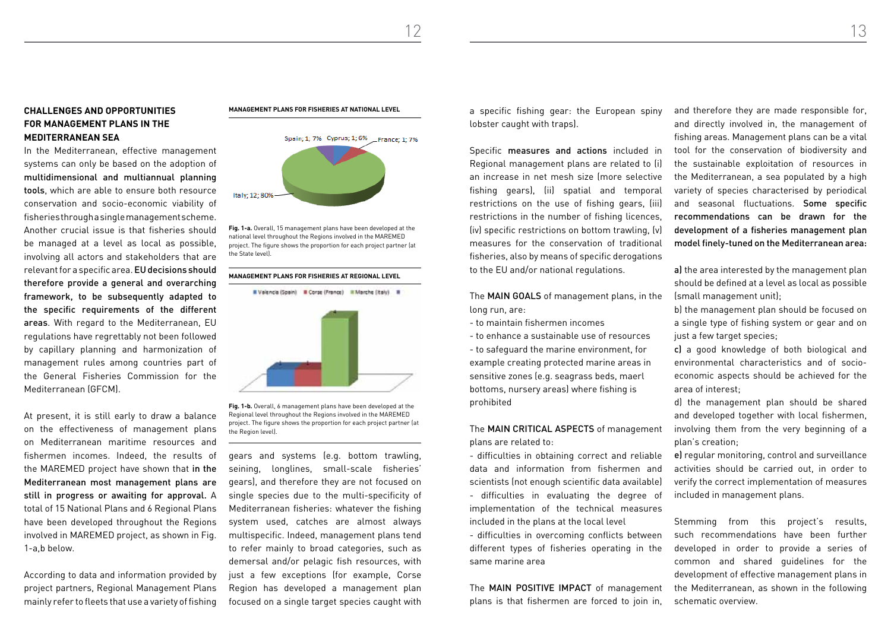### CHALLENGES AND OPPORTUNITIES FOR MANAGEMENT PLANS IN THE MEDITERRANEAN SEA

In the Mediterranean, effective management systems can only be based on the adoption of multidimensional and multiannual planning tools, which are able to ensure both resource conservation and socio-economic viability of fisheries through a single management scheme. Another crucial issue is that fisheries should be managed at a level as local as possible, involving all actors and stakeholders that are relevant for a specific area. EU decisions should therefore provide a general and overarching framework, to be subsequently adapted to the specific requirements of the different areas. With regard to the Mediterranean, EU regulations have regrettably not been followed by capillary planning and harmonization of management rules among countries part of the General Fisheries Commission for the Mediterranean (GFCM).

At present, it is still early to draw a balance on the effectiveness of management plans on Mediterranean maritime resources and fishermen incomes. Indeed, the results of the MAREMED project have shown that in the Mediterranean most management plans are still in progress or awaiting for approval. A total of 15 National Plans and 6 Regional Plans have been developed throughout the Regions involved in MAREMED project, as shown in Fig. 1-a,b below.

According to data and information provided by project partners, Regional Management Plans mainly refer to fleets that use a variety of fishing gears and systems (e.g. bottom trawling, seining, longlines, small-scale fisheries' gears), and therefore they are not focused on single species due to the multi-specificity of Mediterranean fisheries: whatever the fishing system used, catches are almost always multispecific. Indeed, management plans tend to refer mainly to broad categories, such as demersal and/or pelagic fish resources, with just a few exceptions (for example, Corse Region has developed a management plan focused on a single target species caught with a specific fishing gear: the European spiny lobster caught with traps).

**MANAGEMENT PLANS FOR FISHERIES AT NATIONAL LEVEL**

Spain; 1; 7% Cyprus; 1; 6% France; 1; 7% Italy; 12; 80%

**Fig. 1-a.** Overall, 15 management plans have been developed at the national level throughout the Regions involved in the MAREMED project. The figure shows the proportion for each project partner (at the State level).

**MANAGEMENT PLANS FOR FISHERIES AT REGIONAL LEVEL**

Valencia (Spain) Corse (France) Marche (Italy)

**Fig. 1-b.** Overall, 6 management plans have been developed at the Regional level throughout the Regions involved in the MAREMED project. The figure shows the proportion for each project partner (at the Region level).

Specific measures and actions included in Regional management plans are related to (i) an increase in net mesh size (more selective fishing gears), (ii) spatial and temporal restrictions on the use of fishing gears, (iii) restrictions in the number of fishing licences, (iv) specific restrictions on bottom trawling, (v) measures for the conservation of traditional fisheries, also by means of specific derogations to the EU and/or national regulations.

The MAIN GOALS of management plans, in the long run, are:

- to maintain fishermen incomes
- to enhance a sustainable use of resources
- to safeguard the marine environment, for example creating protected marine areas in sensitive zones (e.g. seagrass beds, maerl bottoms, nursery areas) where fishing is prohibited

The MAIN CRITICAL ASPECTS of management plans are related to:

- difficulties in obtaining correct and reliable data and information from fishermen and scientists (not enough scientific data available)
- difficulties in evaluating the degree of implementation of the technical measures included in the plans at the local level
- difficulties in overcoming conflicts between different types of fisheries operating in the same marine area

The MAIN POSITIVE IMPACT of management plans is that fishermen are forced to join in, and therefore they are made responsible for, and directly involved in, the management of fishing areas. Management plans can be a vital tool for the conservation of biodiversity and the sustainable exploitation of resources in the Mediterranean, a sea populated by a high variety of species characterised by periodical and seasonal fluctuations. Some specific recommendations can be drawn for the development of a fisheries management plan model finely-tuned on the Mediterranean area:

a) the area interested by the management plan should be defined at a level as local as possible (small management unit);

b) the management plan should be focused on a single type of fishing system or gear and on just a few target species;

c) a good knowledge of both biological and environmental characteristics and of socio-economic aspects should be achieved for the area of interest;

d) the management plan should be shared and developed together with local fishermen, involving them from the very beginning of a plan's creation;

e) regular monitoring, control and surveillance activities should be carried out, in order to verify the correct implementation of measures included in management plans.

Stemming from this project's results, such recommendations have been further developed in order to provide a series of common and shared guidelines for the development of effective management plans in the Mediterranean, as shown in the following schematic overview.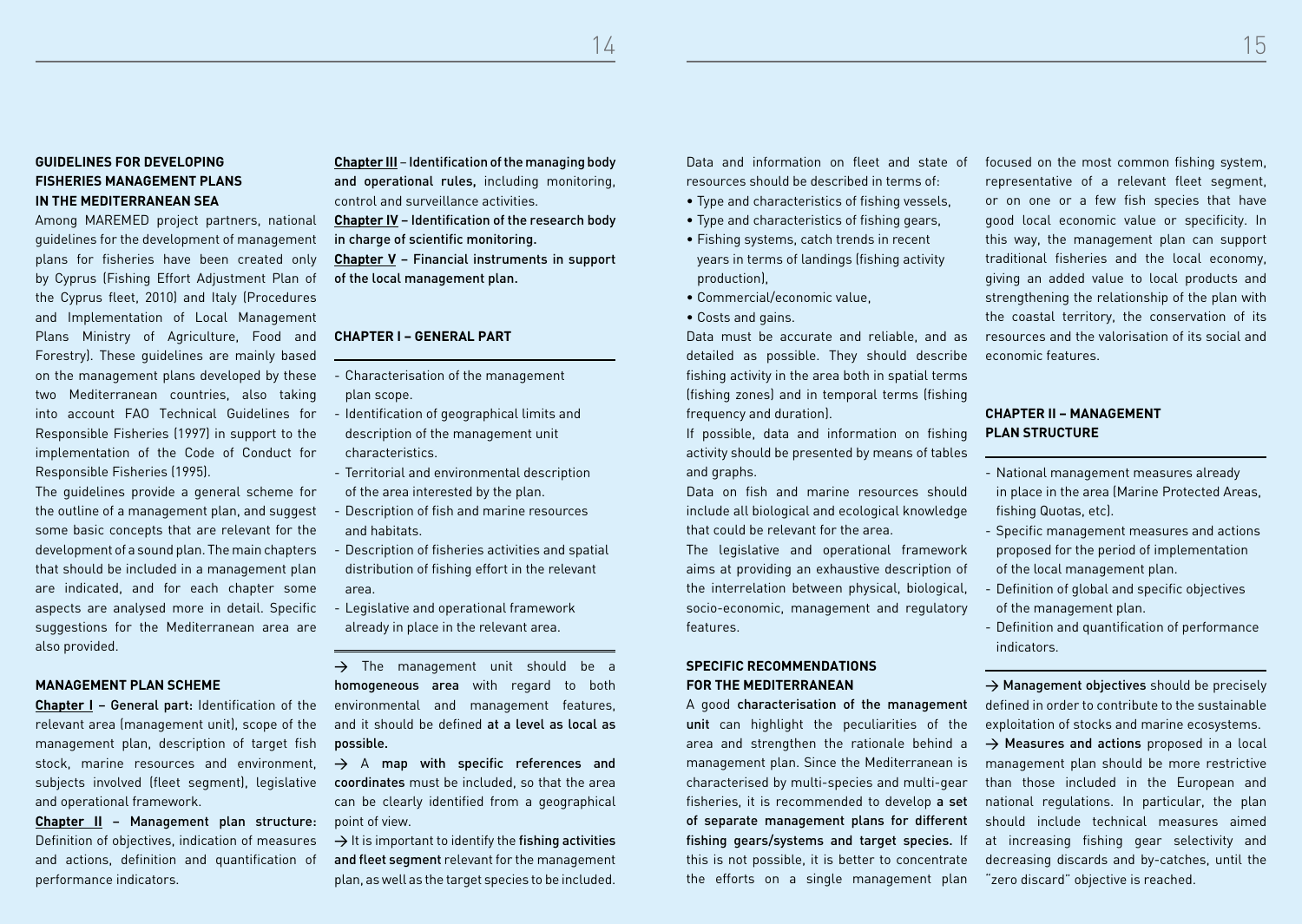### GUIDELINES FOR DEVELOPING FISHERIES MANAGEMENT PLANS IN THE MEDITERRANEAN SEA

Among MAREMED project partners, national guidelines for the development of management plans for fisheries have been created only by Cyprus (Fishing Effort Adjustment Plan of the Cyprus fleet, 2010) and Italy (Procedures and Implementation of Local Management Plans Ministry of Agriculture, Food and Forestry). These guidelines are mainly based on the management plans developed by these two Mediterranean countries, also taking into account FAO Technical Guidelines for Responsible Fisheries (1997) in support to the implementation of the Code of Conduct for Responsible Fisheries (1995).

The guidelines provide a general scheme for the outline of a management plan, and suggest some basic concepts that are relevant for the development of a sound plan. The main chapters that should be included in a management plan are indicated, and for each chapter some aspects are analysed more in detail. Specific suggestions for the Mediterranean area are also provided.

### MANAGEMENT PLAN SCHEME

**Chapter I – General part:** Identification of the relevant area (management unit), scope of the management plan, description of target fish stock, marine resources and environment, subjects involved (fleet segment), legislative and operational framework.

**Chapter II – Management plan structure:** Definition of objectives, indication of measures and actions, definition and quantification of performance indicators.

**Chapter III – Identification of the managing body and operational rules,** including monitoring, control and surveillance activities.

**Chapter IV – Identification of the research body in charge of scientific monitoring.**

**Chapter V – Financial instruments in support of the local management plan.**

### CHAPTER I – GENERAL PART

- Characterisation of the management plan scope.
- Identification of geographical limits and description of the management unit characteristics.
- Territorial and environmental description of the area interested by the plan.
- Description of fish and marine resources and habitats.
- Description of fisheries activities and spatial distribution of fishing effort in the relevant area.
- Legislative and operational framework already in place in the relevant area.

→ The management unit should be a **homogeneous area** with regard to both environmental and management features, and it should be defined **at a level as local as possible.**

→ A **map with specific references and coordinates** must be included, so that the area can be clearly identified from a geographical point of view.

→ It is important to identify the **fishing activities and fleet segment** relevant for the management plan, as well as the target species to be included.

Data and information on fleet and state of resources should be described in terms of:

- Type and characteristics of fishing vessels,
- Type and characteristics of fishing gears,
- Fishing systems, catch trends in recent years in terms of landings (fishing activity production),
- Commercial/economic value,
- Costs and gains.

Data must be accurate and reliable, and as detailed as possible. They should describe fishing activity in the area both in spatial terms (fishing zones) and in temporal terms (fishing frequency and duration).

If possible, data and information on fishing activity should be presented by means of tables and graphs.

Data on fish and marine resources should include all biological and ecological knowledge that could be relevant for the area.

The legislative and operational framework aims at providing an exhaustive description of the interrelation between physical, biological, socio-economic, management and regulatory features.

### SPECIFIC RECOMMENDATIONS FOR THE MEDITERRANEAN

A good **characterisation of the management unit** can highlight the peculiarities of the area and strengthen the rationale behind a management plan. Since the Mediterranean is characterised by multi-species and multi-gear fisheries, it is recommended to develop **a set of separate management plans for different fishing gears/systems and target species.** If this is not possible, it is better to concentrate the efforts on a single management plan focused on the most common fishing system, representative of a relevant fleet segment, or on one or a few fish species that have good local economic value or specificity. In this way, the management plan can support traditional fisheries and the local economy, giving an added value to local products and strengthening the relationship of the plan with the coastal territory, the conservation of its resources and the valorisation of its social and economic features.

### CHAPTER II – MANAGEMENT PLAN STRUCTURE

- National management measures already in place in the area (Marine Protected Areas, fishing Quotas, etc).
- Specific management measures and actions proposed for the period of implementation of the local management plan.
- Definition of global and specific objectives of the management plan.
- Definition and quantification of performance indicators.

→ **Management objectives** should be precisely defined in order to contribute to the sustainable exploitation of stocks and marine ecosystems.

→ **Measures and actions** proposed in a local management plan should be more restrictive than those included in the European and national regulations. In particular, the plan should include technical measures aimed at increasing fishing gear selectivity and decreasing discards and by-catches, until the "zero discard" objective is reached.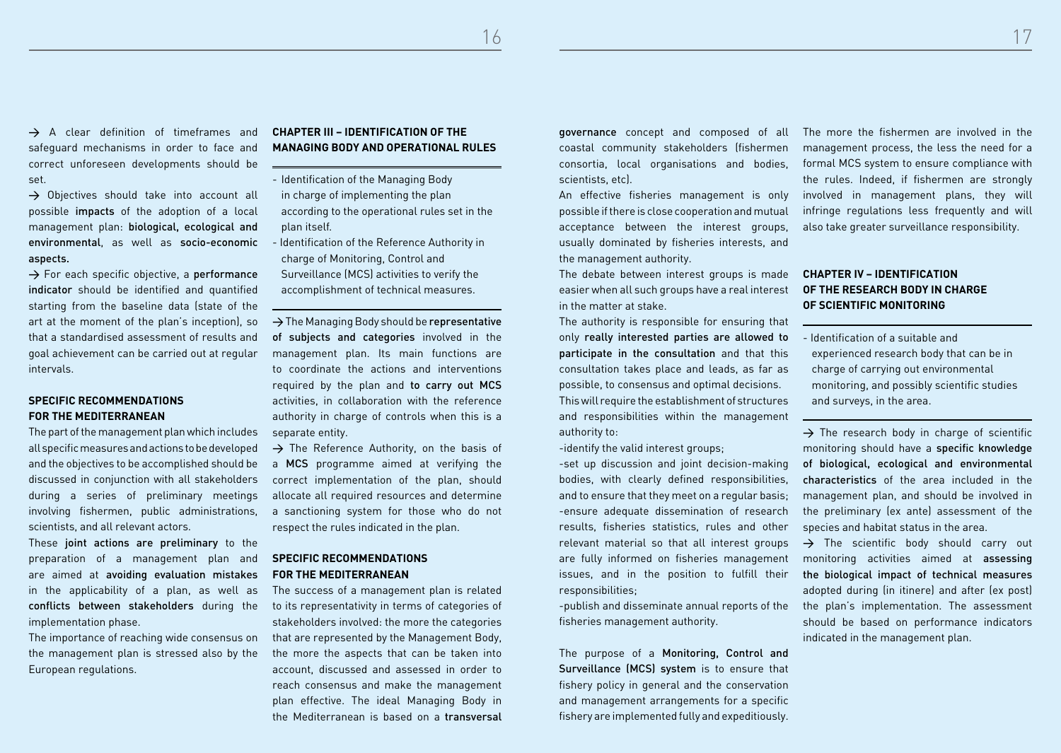→ A clear definition of timeframes and safeguard mechanisms in order to face and correct unforeseen developments should be set.

→ Objectives should take into account all possible **impacts** of the adoption of a local management plan: **biological, ecological and environmental**, as well as **socio-economic aspects.**

→ For each specific objective, a **performance indicator** should be identified and quantified starting from the baseline data (state of the art at the moment of the plan's inception), so that a standardised assessment of results and goal achievement can be carried out at regular intervals.

### SPECIFIC RECOMMENDATIONS FOR THE MEDITERRANEAN

The part of the management plan which includes all specific measures and actions to be developed and the objectives to be accomplished should be discussed in conjunction with all stakeholders during a series of preliminary meetings involving fishermen, public administrations, scientists, and all relevant actors.

These **joint actions are preliminary** to the preparation of a management plan and are aimed at **avoiding evaluation mistakes** in the applicability of a plan, as well as **conflicts between stakeholders** during the implementation phase.

The importance of reaching wide consensus on the management plan is stressed also by the European regulations.

## CHAPTER III – IDENTIFICATION OF THE MANAGING BODY AND OPERATIONAL RULES

- Identification of the Managing Body in charge of implementing the plan according to the operational rules set in the plan itself.
- Identification of the Reference Authority in charge of Monitoring, Control and Surveillance (MCS) activities to verify the accomplishment of technical measures.

→ The Managing Body should be **representative of subjects and categories** involved in the management plan. Its main functions are to coordinate the actions and interventions required by the plan and **to carry out MCS** activities, in collaboration with the reference authority in charge of controls when this is a separate entity.

→ The Reference Authority, on the basis of a **MCS** programme aimed at verifying the correct implementation of the plan, should allocate all required resources and determine a sanctioning system for those who do not respect the rules indicated in the plan.

### SPECIFIC RECOMMENDATIONS FOR THE MEDITERRANEAN

The success of a management plan is related to its representativity in terms of categories of stakeholders involved: the more the categories that are represented by the Management Body, the more the aspects that can be taken into account, discussed and assessed in order to reach consensus and make the management plan effective. The ideal Managing Body in the Mediterranean is based on a **transversal governance** concept and composed of all coastal community stakeholders (fishermen consortia, local organisations and bodies, scientists, etc).

An effective fisheries management is only possible if there is close cooperation and mutual acceptance between the interest groups, usually dominated by fisheries interests, and the management authority.

The debate between interest groups is made easier when all such groups have a real interest in the matter at stake.

The authority is responsible for ensuring that only **really interested parties are allowed to participate in the consultation** and that this consultation takes place and leads, as far as possible, to consensus and optimal decisions.

This will require the establishment of structures and responsibilities within the management authority to:

-identify the valid interest groups;

-set up discussion and joint decision-making bodies, with clearly defined responsibilities, and to ensure that they meet on a regular basis;

-ensure adequate dissemination of research results, fisheries statistics, rules and other relevant material so that all interest groups are fully informed on fisheries management issues, and in the position to fulfill their responsibilities;

-publish and disseminate annual reports of the fisheries management authority.

The purpose of a **Monitoring, Control and Surveillance (MCS) system** is to ensure that fishery policy in general and the conservation and management arrangements for a specific fishery are implemented fully and expeditiously.

The more the fishermen are involved in the management process, the less the need for a formal MCS system to ensure compliance with the rules. Indeed, if fishermen are strongly involved in management plans, they will infringe regulations less frequently and will also take greater surveillance responsibility.

## CHAPTER IV – IDENTIFICATION OF THE RESEARCH BODY IN CHARGE OF SCIENTIFIC MONITORING

- Identification of a suitable and experienced research body that can be in charge of carrying out environmental monitoring, and possibly scientific studies and surveys, in the area.

→ The research body in charge of scientific monitoring should have a **specific knowledge of biological, ecological and environmental characteristics** of the area included in the management plan, and should be involved in the preliminary (ex ante) assessment of the species and habitat status in the area.

→ The scientific body should carry out monitoring activities aimed at **assessing the biological impact of technical measures** adopted during (in itinere) and after (ex post) the plan's implementation. The assessment should be based on performance indicators indicated in the management plan.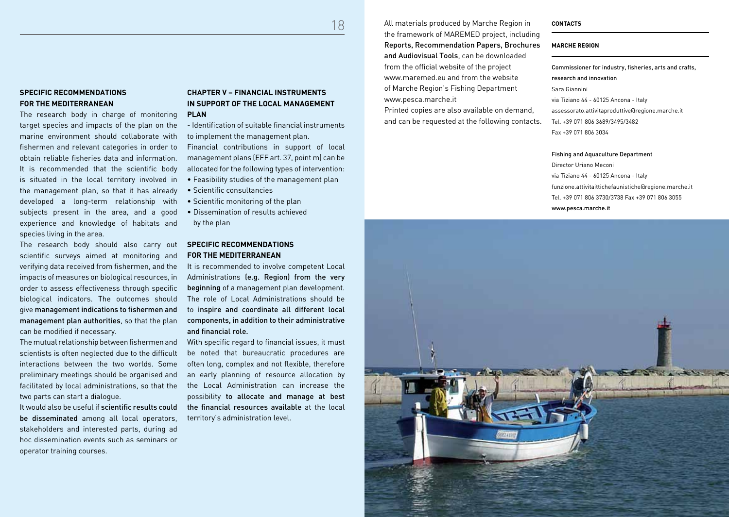## SPECIFIC RECOMMENDATIONS FOR THE MEDITERRANEAN

The research body in charge of monitoring target species and impacts of the plan on the marine environment should collaborate with fishermen and relevant categories in order to obtain reliable fisheries data and information. It is recommended that the scientific body is situated in the local territory involved in the management plan, so that it has already developed a long-term relationship with subjects present in the area, and a good experience and knowledge of habitats and species living in the area.

The research body should also carry out scientific surveys aimed at monitoring and verifying data received from fishermen, and the impacts of measures on biological resources, in order to assess effectiveness through specific biological indicators. The outcomes should give **management indications to fishermen and management plan authorities**, so that the plan can be modified if necessary.

The mutual relationship between fishermen and scientists is often neglected due to the difficult interactions between the two worlds. Some preliminary meetings should be organised and facilitated by local administrations, so that the two parts can start a dialogue.

It would also be useful if **scientific results could be disseminated** among all local operators, stakeholders and interested parts, during ad hoc dissemination events such as seminars or operator training courses.

## CHAPTER V – FINANCIAL INSTRUMENTS IN SUPPORT OF THE LOCAL MANAGEMENT PLAN

- Identification of suitable financial instruments to implement the management plan.

Financial contributions in support of local management plans (EFF art. 37, point m) can be allocated for the following types of intervention:

- Feasibility studies of the management plan
- Scientific consultancies
- Scientific monitoring of the plan
- Dissemination of results achieved by the plan

## SPECIFIC RECOMMENDATIONS FOR THE MEDITERRANEAN

It is recommended to involve competent Local Administrations **(e.g. Region) from the very beginning** of a management plan development. The role of Local Administrations should be to **inspire and coordinate all different local components, in addition to their administrative and financial role.**

With specific regard to financial issues, it must be noted that bureaucratic procedures are often long, complex and not flexible, therefore an early planning of resource allocation by the Local Administration can increase the possibility **to allocate and manage at best the financial resources available** at the local territory's administration level.

All materials produced by Marche Region in the framework of MAREMED project, including **Reports, Recommendation Papers, Brochures and Audiovisual Tools**, can be downloaded from the official website of the project www.maremed.eu and from the website of Marche Region's Fishing Department www.pesca.marche.it

Printed copies are also available on demand, and can be requested at the following contacts.

**CONTACTS**

**MARCHE REGION**

**Commissioner for industry, fisheries, arts and crafts, research and innovation**
Sara Giannini
via Tiziano 44 - 60125 Ancona - Italy
assessorato.attivitaproduttive@regione.marche.it
Tel. +39 071 806 3689/3495/3482
Fax +39 071 806 3034

**Fishing and Aquaculture Department**
Director Uriano Meconi
via Tiziano 44 - 60125 Ancona - Italy
funzione.attivitaittichefaunistiche@regione.marche.it
Tel. +39 071 806 3730/3738 Fax +39 071 806 3055
**www.pesca.marche.it**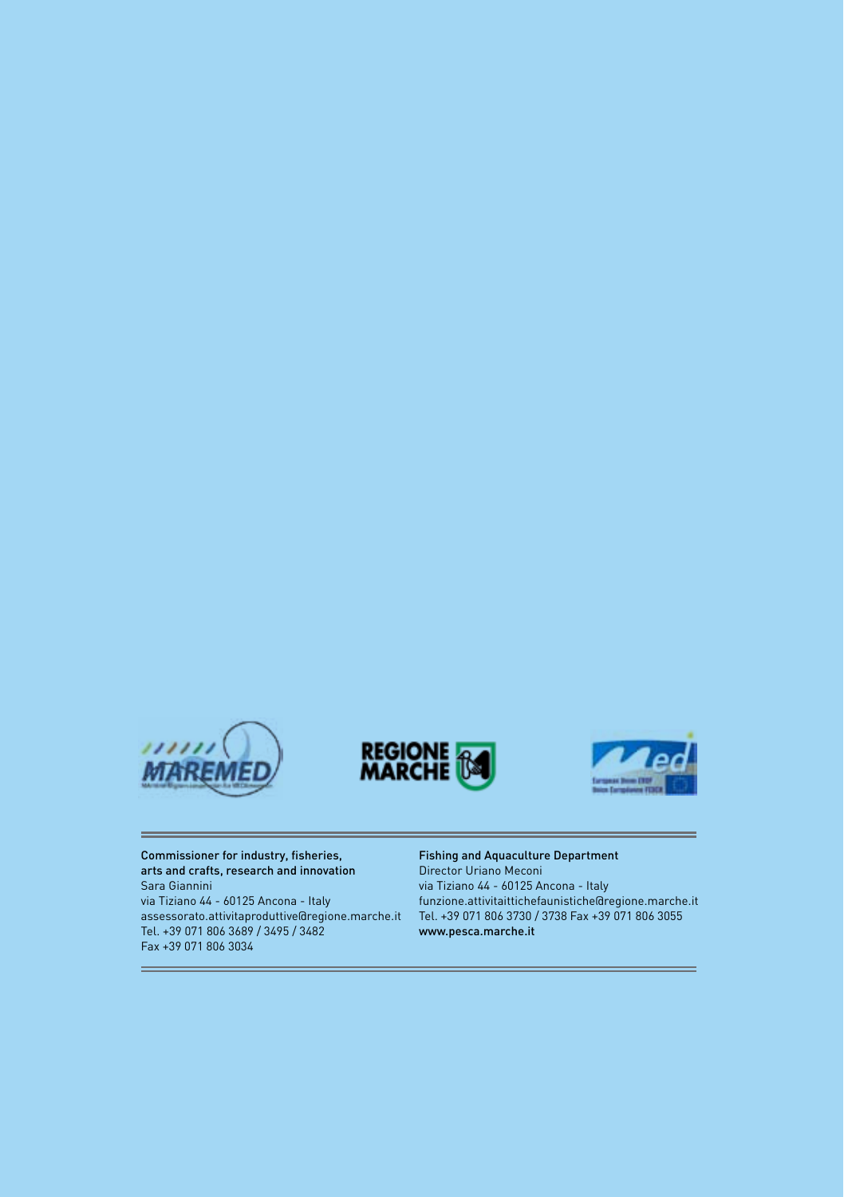**Commissioner for industry, fisheries, arts and crafts, research and innovation**
Sara Giannini
via Tiziano 44 - 60125 Ancona - Italy
assessorato.attivitaproduttive@regione.marche.it
Tel. +39 071 806 3689 / 3495 / 3482
Fax +39 071 806 3034

**Fishing and Aquaculture Department**
Director Uriano Meconi
via Tiziano 44 - 60125 Ancona - Italy
funzione.attivitaittichefaunistiche@regione.marche.it
Tel. +39 071 806 3730 / 3738 Fax +39 071 806 3055
**www.pesca.marche.it**